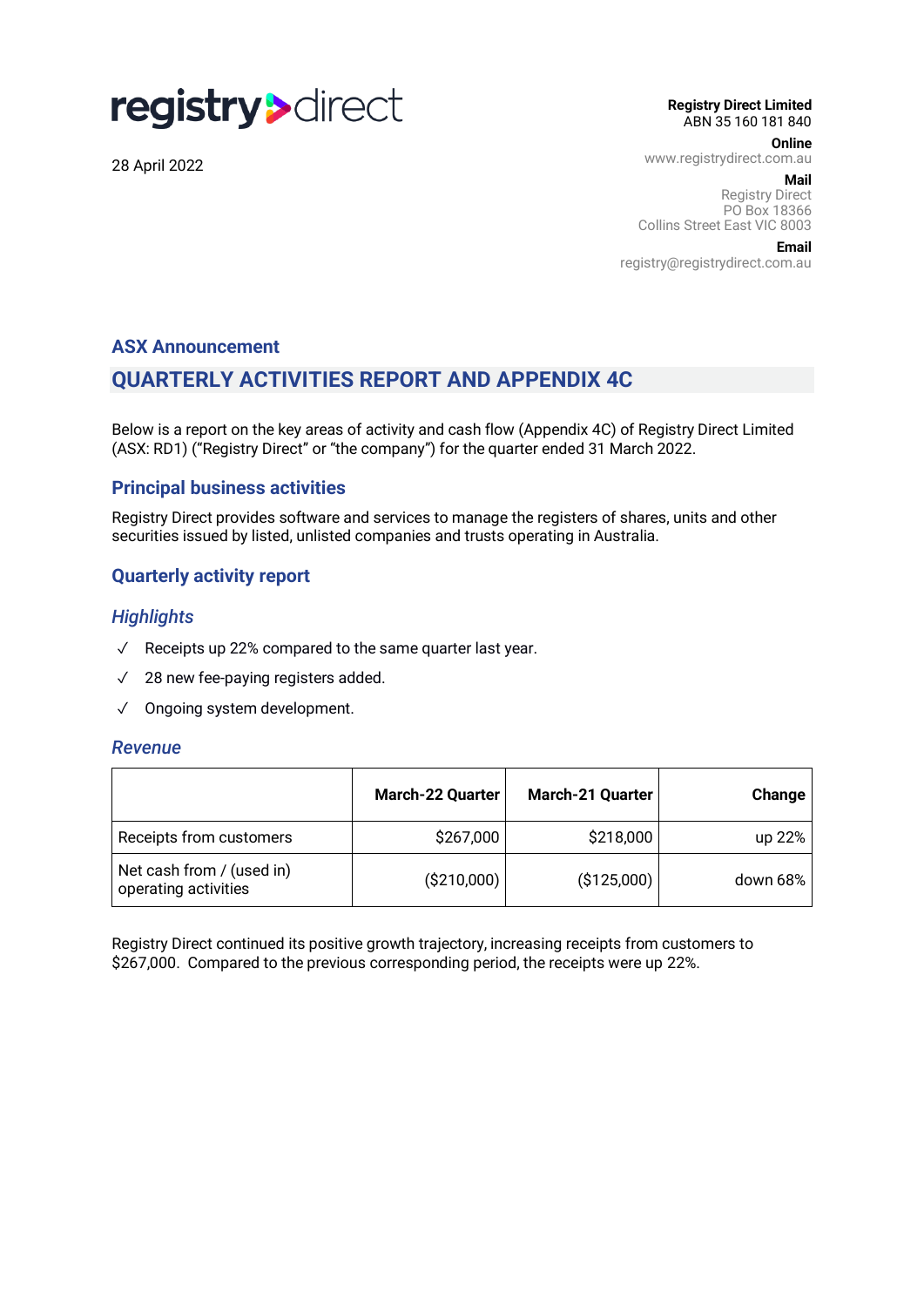registry direct

28 April 2022

**Registry Direct Limited**
ABN 35 160 181 840

**Online**
www.registrydirect.com.au

**Mail**
Registry Direct
PO Box 18366
Collins Street East VIC 8003

**Email**
registry@registrydirect.com.au

## ASX Announcement

# QUARTERLY ACTIVITIES REPORT AND APPENDIX 4C

Below is a report on the key areas of activity and cash flow (Appendix 4C) of Registry Direct Limited (ASX: RD1) ("Registry Direct" or "the company") for the quarter ended 31 March 2022.

## Principal business activities

Registry Direct provides software and services to manage the registers of shares, units and other securities issued by listed, unlisted companies and trusts operating in Australia.

## Quarterly activity report

### *Highlights*

- ✓ Receipts up 22% compared to the same quarter last year.
- ✓ 28 new fee-paying registers added.
- ✓ Ongoing system development.

### *Revenue*

| | March-22 Quarter | March-21 Quarter | Change |
|---|---|---|---|
| Receipts from customers | $267,000 | $218,000 | up 22% |
| Net cash from / (used in) operating activities | ($210,000) | ($125,000) | down 68% |

Registry Direct continued its positive growth trajectory, increasing receipts from customers to $267,000. Compared to the previous corresponding period, the receipts were up 22%.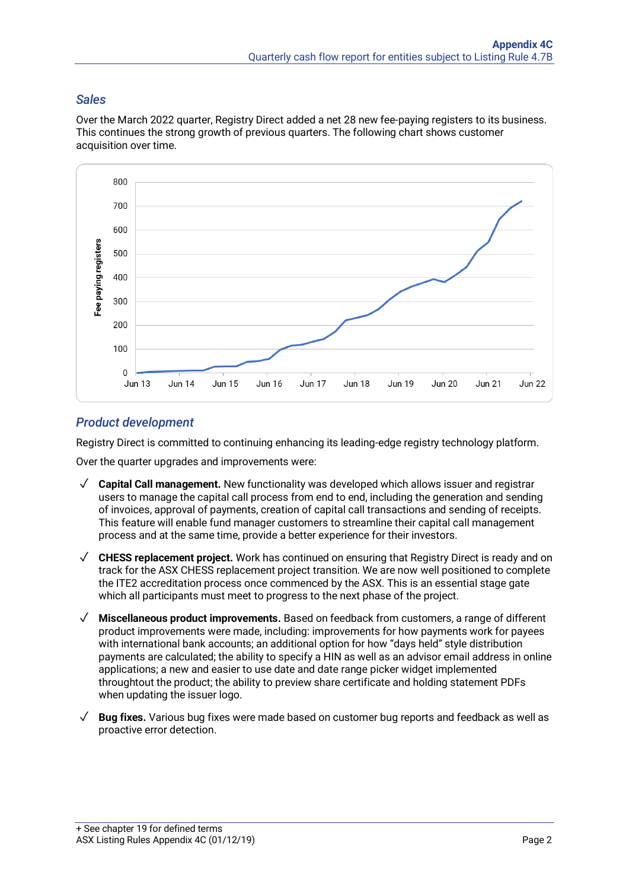### *Sales*

Over the March 2022 quarter, Registry Direct added a net 28 new fee-paying registers to its business. This continues the strong growth of previous quarters. The following chart shows customer acquisition over time.

### *Product development*

Registry Direct is committed to continuing enhancing its leading-edge registry technology platform.

Over the quarter upgrades and improvements were:

- ✓ **Capital Call management.** New functionality was developed which allows issuer and registrar users to manage the capital call process from end to end, including the generation and sending of invoices, approval of payments, creation of capital call transactions and sending of receipts. This feature will enable fund manager customers to streamline their capital call management process and at the same time, provide a better experience for their investors.
- ✓ **CHESS replacement project.** Work has continued on ensuring that Registry Direct is ready and on track for the ASX CHESS replacement project transition. We are now well positioned to complete the ITE2 accreditation process once commenced by the ASX. This is an essential stage gate which all participants must meet to progress to the next phase of the project.
- ✓ **Miscellaneous product improvements.** Based on feedback from customers, a range of different product improvements were made, including: improvements for how payments work for payees with international bank accounts; an additional option for how "days held" style distribution payments are calculated; the ability to specify a HIN as well as an advisor email address in online applications; a new and easier to use date and date range picker widget implemented throughtout the product; the ability to preview share certificate and holding statement PDFs when updating the issuer logo.
- ✓ **Bug fixes.** Various bug fixes were made based on customer bug reports and feedback as well as proactive error detection.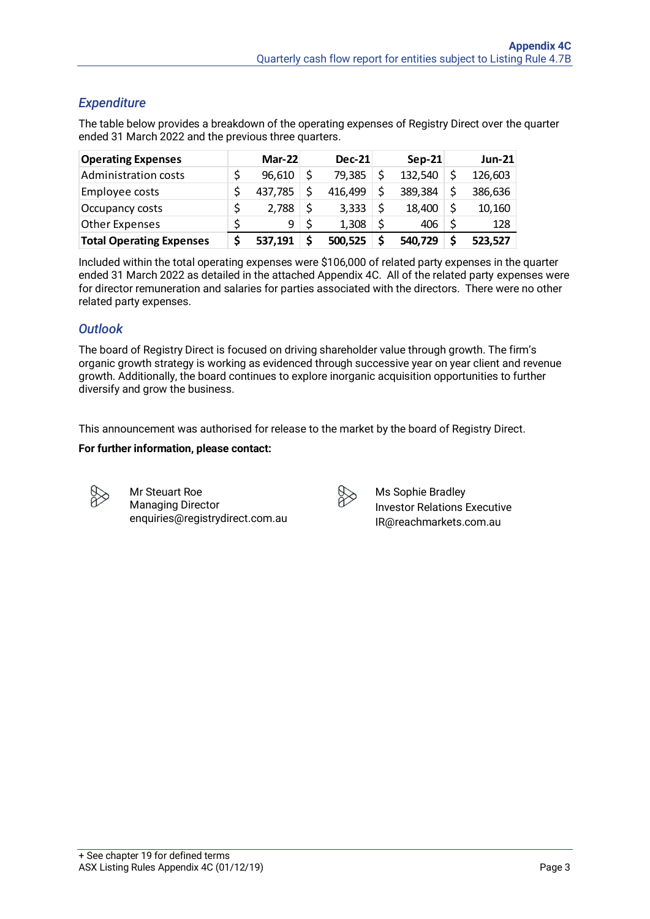## *Expenditure*

The table below provides a breakdown of the operating expenses of Registry Direct over the quarter ended 31 March 2022 and the previous three quarters.

| Operating Expenses | Mar-22 | Dec-21 | Sep-21 | Jun-21 |
|---|---|---|---|---|
| Administration costs | $ 96,610 | $ 79,385 | $ 132,540 | $ 126,603 |
| Employee costs | $ 437,785 | $ 416,499 | $ 389,384 | $ 386,636 |
| Occupancy costs | $ 2,788 | $ 3,333 | $ 18,400 | $ 10,160 |
| Other Expenses | $ 9 | $ 1,308 | $ 406 | $ 128 |
| **Total Operating Expenses** | **$ 537,191** | **$ 500,525** | **$ 540,729** | **$ 523,527** |

Included within the total operating expenses were $106,000 of related party expenses in the quarter ended 31 March 2022 as detailed in the attached Appendix 4C. All of the related party expenses were for director remuneration and salaries for parties associated with the directors. There were no other related party expenses.

## *Outlook*

The board of Registry Direct is focused on driving shareholder value through growth. The firm's organic growth strategy is working as evidenced through successive year on year client and revenue growth. Additionally, the board continues to explore inorganic acquisition opportunities to further diversify and grow the business.

This announcement was authorised for release to the market by the board of Registry Direct.

**For further information, please contact:**

Mr Steuart Roe
Managing Director
enquiries@registrydirect.com.au

Ms Sophie Bradley
Investor Relations Executive
IR@reachmarkets.com.au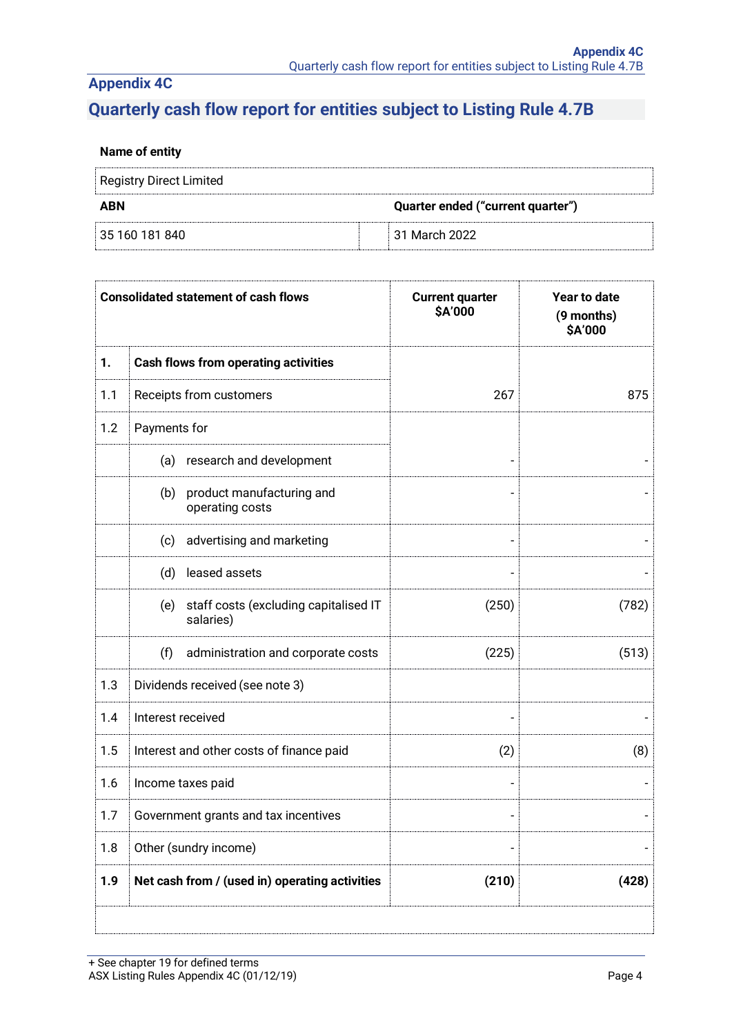# Appendix 4C

## Quarterly cash flow report for entities subject to Listing Rule 4.7B

**Name of entity**

| Registry Direct Limited | |
|---|---|
| **ABN** | **Quarter ended ("current quarter")** |
| 35 160 181 840 | 31 March 2022 |

| | **Consolidated statement of cash flows** | **Current quarter $A'000** | **Year to date (9 months) $A'000** |
|---|---|---|---|
| **1.** | **Cash flows from operating activities** | | |
| 1.1 | Receipts from customers | 267 | 875 |
| 1.2 | Payments for | | |
| | (a) research and development | - | - |
| | (b) product manufacturing and operating costs | - | - |
| | (c) advertising and marketing | - | - |
| | (d) leased assets | - | - |
| | (e) staff costs (excluding capitalised IT salaries) | (250) | (782) |
| | (f) administration and corporate costs | (225) | (513) |
| 1.3 | Dividends received (see note 3) | | |
| 1.4 | Interest received | - | - |
| 1.5 | Interest and other costs of finance paid | (2) | (8) |
| 1.6 | Income taxes paid | - | - |
| 1.7 | Government grants and tax incentives | - | - |
| 1.8 | Other (sundry income) | - | - |
| **1.9** | **Net cash from / (used in) operating activities** | **(210)** | **(428)** |

+ See chapter 19 for defined terms
ASX Listing Rules Appendix 4C (01/12/19)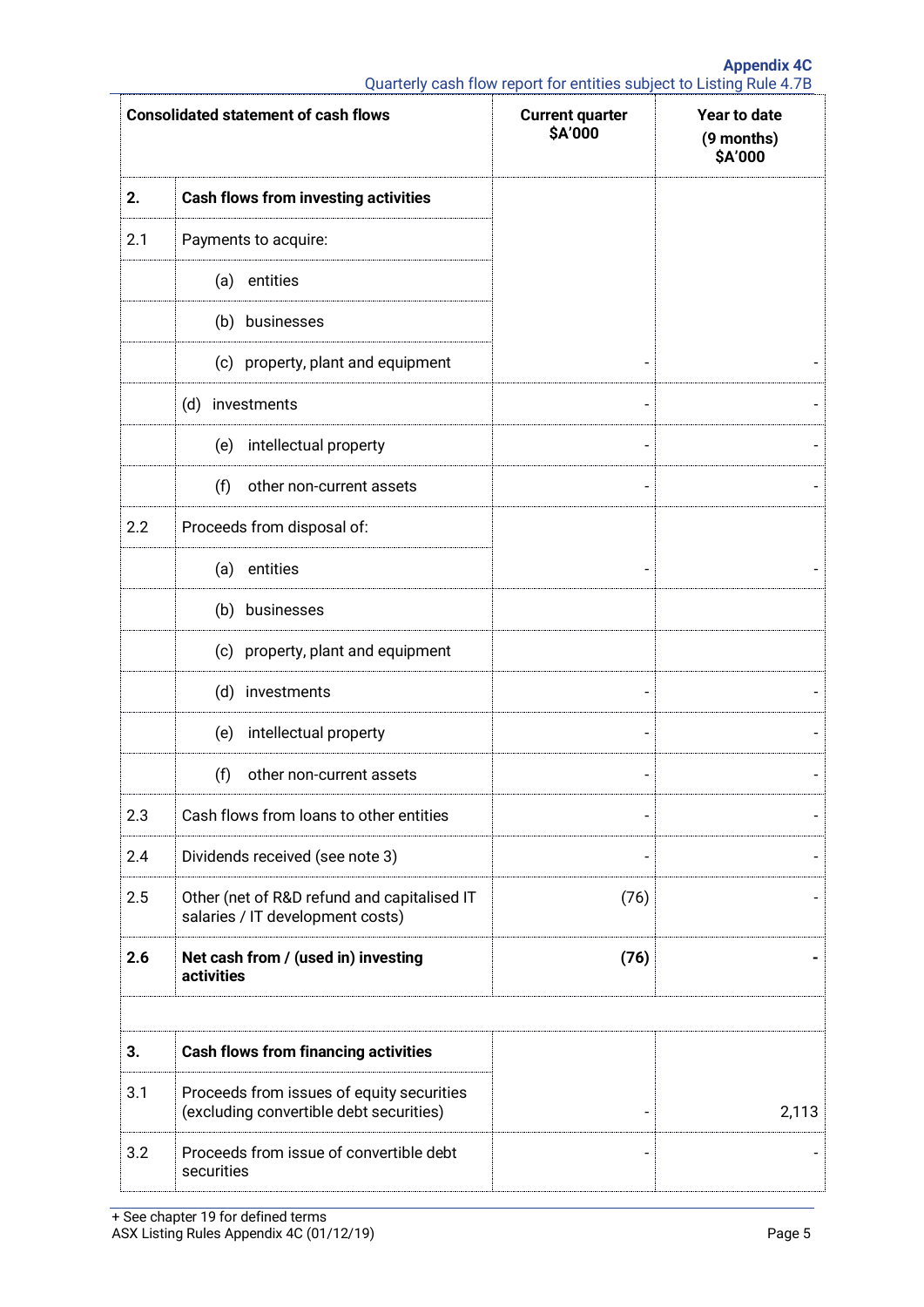| Consolidated statement of cash flows | | Current quarter $A'000 | Year to date (9 months) $A'000 |
|---|---|---|---|
| **2.** | **Cash flows from investing activities** | | |
| 2.1 | Payments to acquire: | | |
| | (a) entities | | |
| | (b) businesses | | |
| | (c) property, plant and equipment | - | - |
| | (d) investments | - | - |
| | (e) intellectual property | - | - |
| | (f) other non-current assets | - | - |
| 2.2 | Proceeds from disposal of: | | |
| | (a) entities | - | - |
| | (b) businesses | | |
| | (c) property, plant and equipment | | |
| | (d) investments | - | - |
| | (e) intellectual property | - | - |
| | (f) other non-current assets | - | - |
| 2.3 | Cash flows from loans to other entities | - | - |
| 2.4 | Dividends received (see note 3) | - | - |
| 2.5 | Other (net of R&D refund and capitalised IT salaries / IT development costs) | (76) | - |
| **2.6** | **Net cash from / (used in) investing activities** | **(76)** | **-** |
| | | | |
| **3.** | **Cash flows from financing activities** | | |
| 3.1 | Proceeds from issues of equity securities (excluding convertible debt securities) | - | 2,113 |
| 3.2 | Proceeds from issue of convertible debt securities | - | - |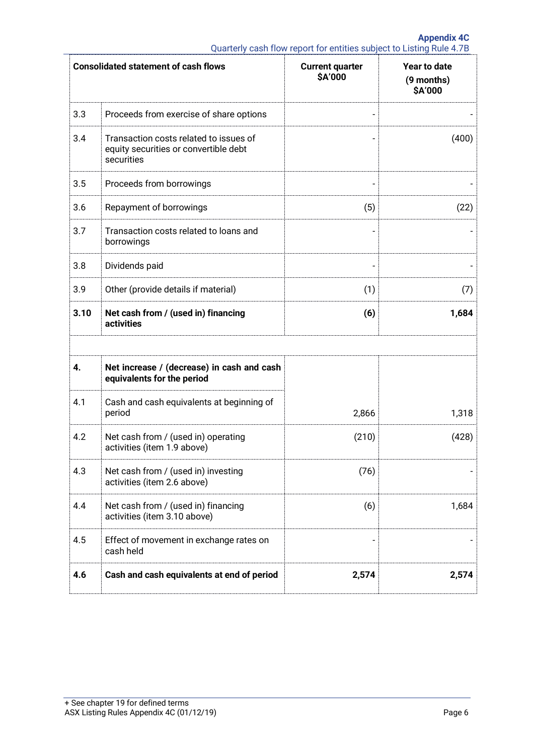| | Consolidated statement of cash flows | Current quarter $A'000 | Year to date (9 months) $A'000 |
|---|---|---|---|
| 3.3 | Proceeds from exercise of share options | - | - |
| 3.4 | Transaction costs related to issues of equity securities or convertible debt securities | - | (400) |
| 3.5 | Proceeds from borrowings | - | - |
| 3.6 | Repayment of borrowings | (5) | (22) |
| 3.7 | Transaction costs related to loans and borrowings | - | - |
| 3.8 | Dividends paid | - | - |
| 3.9 | Other (provide details if material) | (1) | (7) |
| **3.10** | **Net cash from / (used in) financing activities** | **(6)** | **1,684** |
| | | | |
| **4.** | **Net increase / (decrease) in cash and cash equivalents for the period** | | |
| 4.1 | Cash and cash equivalents at beginning of period | 2,866 | 1,318 |
| 4.2 | Net cash from / (used in) operating activities (item 1.9 above) | (210) | (428) |
| 4.3 | Net cash from / (used in) investing activities (item 2.6 above) | (76) | - |
| 4.4 | Net cash from / (used in) financing activities (item 3.10 above) | (6) | 1,684 |
| 4.5 | Effect of movement in exchange rates on cash held | - | - |
| **4.6** | **Cash and cash equivalents at end of period** | **2,574** | **2,574** |

+ See chapter 19 for defined terms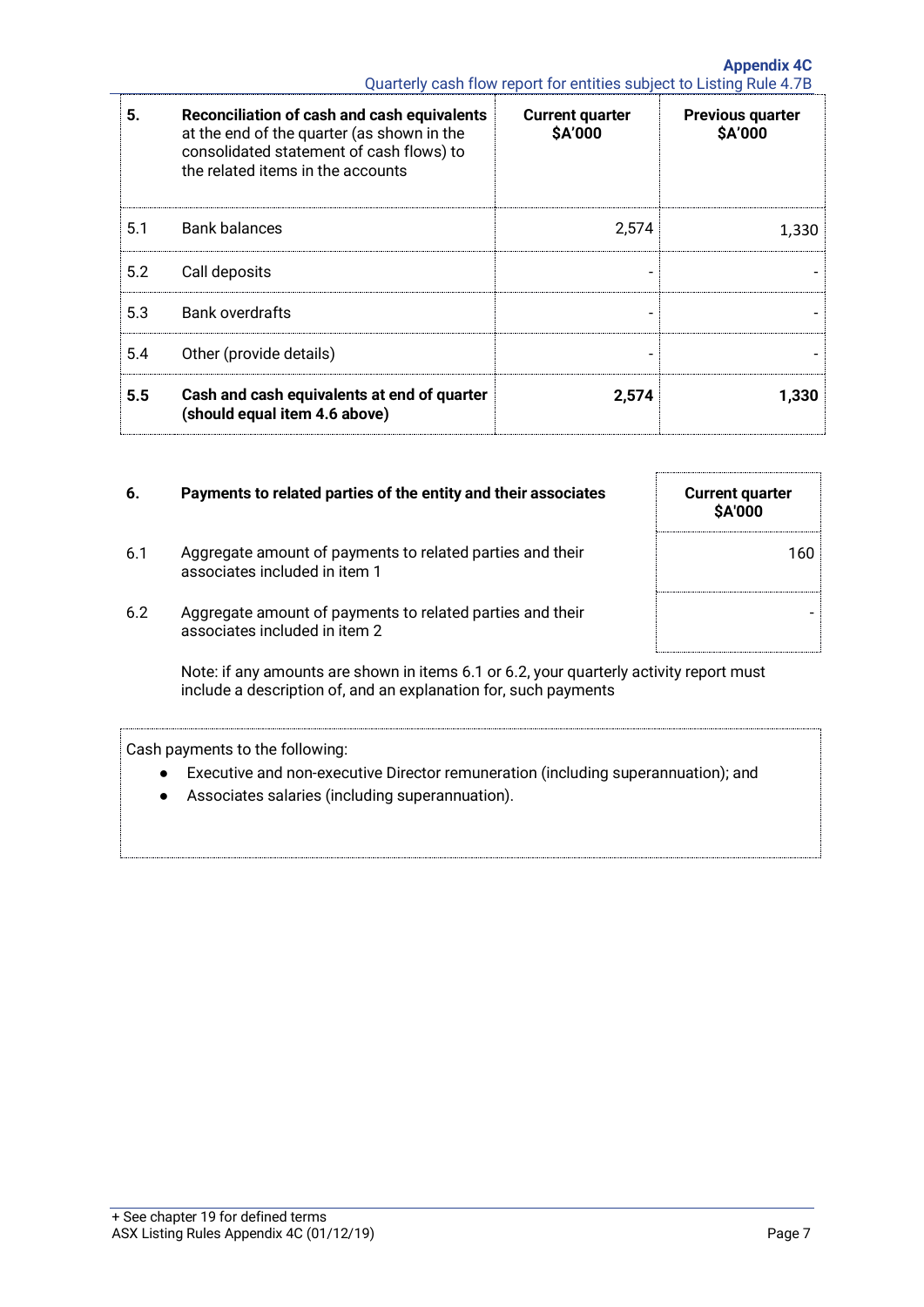| 5. | Reconciliation of cash and cash equivalents at the end of the quarter (as shown in the consolidated statement of cash flows) to the related items in the accounts | Current quarter $A'000 | Previous quarter $A'000 |
|---|---|---|---|
| 5.1 | Bank balances | 2,574 | 1,330 |
| 5.2 | Call deposits | - | - |
| 5.3 | Bank overdrafts | - | - |
| 5.4 | Other (provide details) | - | - |
| **5.5** | **Cash and cash equivalents at end of quarter (should equal item 4.6 above)** | **2,574** | **1,330** |

| 6. | Payments to related parties of the entity and their associates | Current quarter $A'000 |
|---|---|---|
| 6.1 | Aggregate amount of payments to related parties and their associates included in item 1 | 160 |
| 6.2 | Aggregate amount of payments to related parties and their associates included in item 2 | - |

Note: if any amounts are shown in items 6.1 or 6.2, your quarterly activity report must include a description of, and an explanation for, such payments

Cash payments to the following:

- Executive and non-executive Director remuneration (including superannuation); and
- Associates salaries (including superannuation).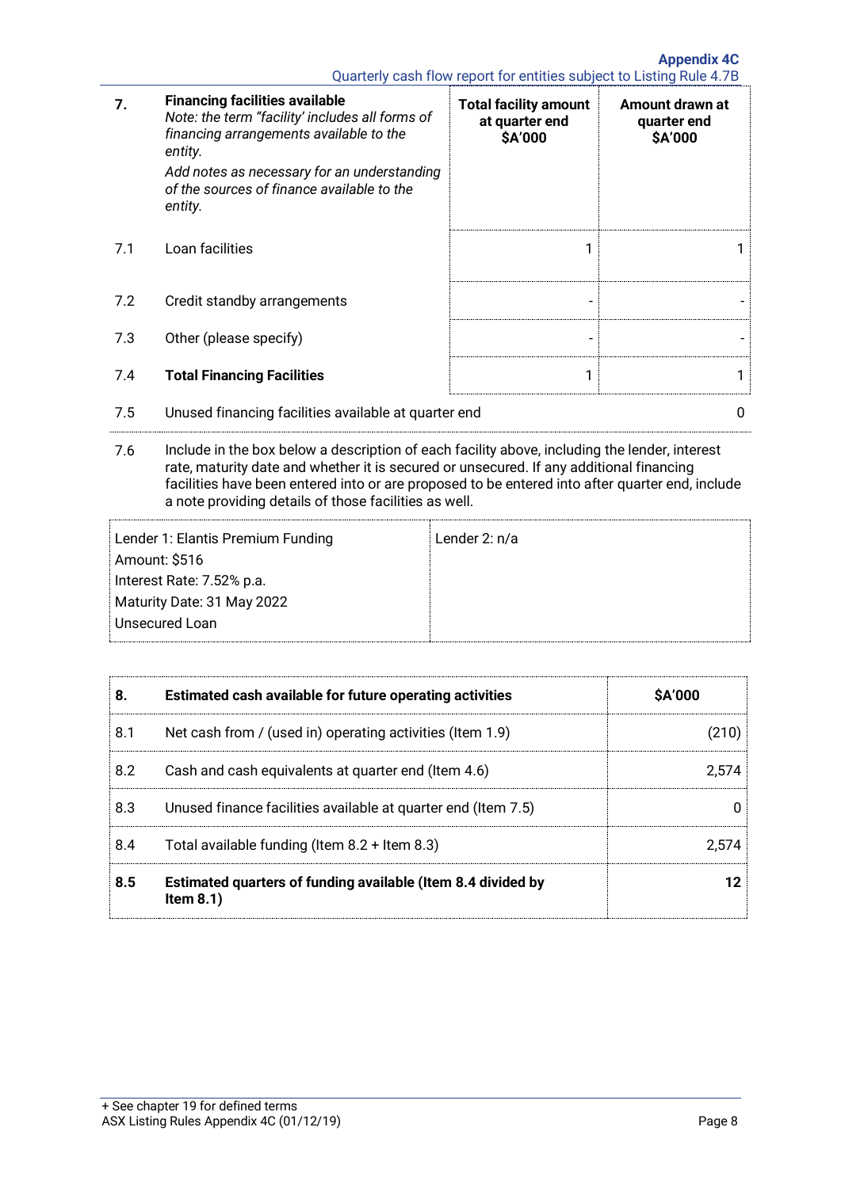| 7. | **Financing facilities available**<br>*Note: the term "facility' includes all forms of financing arrangements available to the entity.*<br>*Add notes as necessary for an understanding of the sources of finance available to the entity.* | **Total facility amount at quarter end $A'000** | **Amount drawn at quarter end $A'000** |
|---|---|---|---|
| 7.1 | Loan facilities | 1 | 1 |
| 7.2 | Credit standby arrangements | - | - |
| 7.3 | Other (please specify) | - | - |
| 7.4 | **Total Financing Facilities** | 1 | 1 |

| 7.5 | Unused financing facilities available at quarter end | 0 |
|---|---|---|

7.6 Include in the box below a description of each facility above, including the lender, interest rate, maturity date and whether it is secured or unsecured. If any additional financing facilities have been entered into or are proposed to be entered into after quarter end, include a note providing details of those facilities as well.

| Lender 1: Elantis Premium Funding<br>Amount: $516<br>Interest Rate: 7.52% p.a.<br>Maturity Date: 31 May 2022<br>Unsecured Loan | Lender 2: n/a |
|---|---|

| 8. | **Estimated cash available for future operating activities** | **$A'000** |
|---|---|---|
| 8.1 | Net cash from / (used in) operating activities (Item 1.9) | (210) |
| 8.2 | Cash and cash equivalents at quarter end (Item 4.6) | 2,574 |
| 8.3 | Unused finance facilities available at quarter end (Item 7.5) | 0 |
| 8.4 | Total available funding (Item 8.2 + Item 8.3) | 2,574 |
| **8.5** | **Estimated quarters of funding available (Item 8.4 divided by Item 8.1)** | **12** |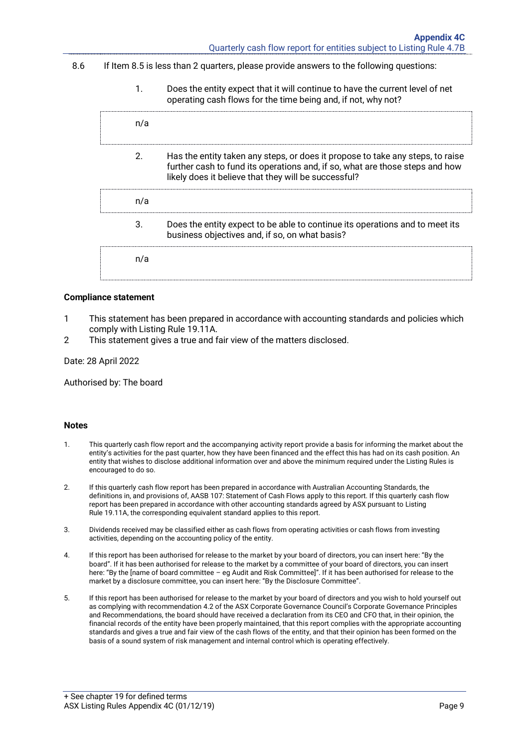8.6 If Item 8.5 is less than 2 quarters, please provide answers to the following questions:

1. Does the entity expect that it will continue to have the current level of net operating cash flows for the time being and, if not, why not?

n/a

2. Has the entity taken any steps, or does it propose to take any steps, to raise further cash to fund its operations and, if so, what are those steps and how likely does it believe that they will be successful?

n/a

3. Does the entity expect to be able to continue its operations and to meet its business objectives and, if so, on what basis?

n/a

**Compliance statement**

1. This statement has been prepared in accordance with accounting standards and policies which comply with Listing Rule 19.11A.
2. This statement gives a true and fair view of the matters disclosed.

Date: 28 April 2022

Authorised by: The board

**Notes**

1. This quarterly cash flow report and the accompanying activity report provide a basis for informing the market about the entity's activities for the past quarter, how they have been financed and the effect this has had on its cash position. An entity that wishes to disclose additional information over and above the minimum required under the Listing Rules is encouraged to do so.
2. If this quarterly cash flow report has been prepared in accordance with Australian Accounting Standards, the definitions in, and provisions of, AASB 107: Statement of Cash Flows apply to this report. If this quarterly cash flow report has been prepared in accordance with other accounting standards agreed by ASX pursuant to Listing Rule 19.11A, the corresponding equivalent standard applies to this report.
3. Dividends received may be classified either as cash flows from operating activities or cash flows from investing activities, depending on the accounting policy of the entity.
4. If this report has been authorised for release to the market by your board of directors, you can insert here: "By the board". If it has been authorised for release to the market by a committee of your board of directors, you can insert here: "By the [name of board committee – eg Audit and Risk Committee]". If it has been authorised for release to the market by a disclosure committee, you can insert here: "By the Disclosure Committee".
5. If this report has been authorised for release to the market by your board of directors and you wish to hold yourself out as complying with recommendation 4.2 of the ASX Corporate Governance Council's Corporate Governance Principles and Recommendations, the board should have received a declaration from its CEO and CFO that, in their opinion, the financial records of the entity have been properly maintained, that this report complies with the appropriate accounting standards and gives a true and fair view of the cash flows of the entity, and that their opinion has been formed on the basis of a sound system of risk management and internal control which is operating effectively.